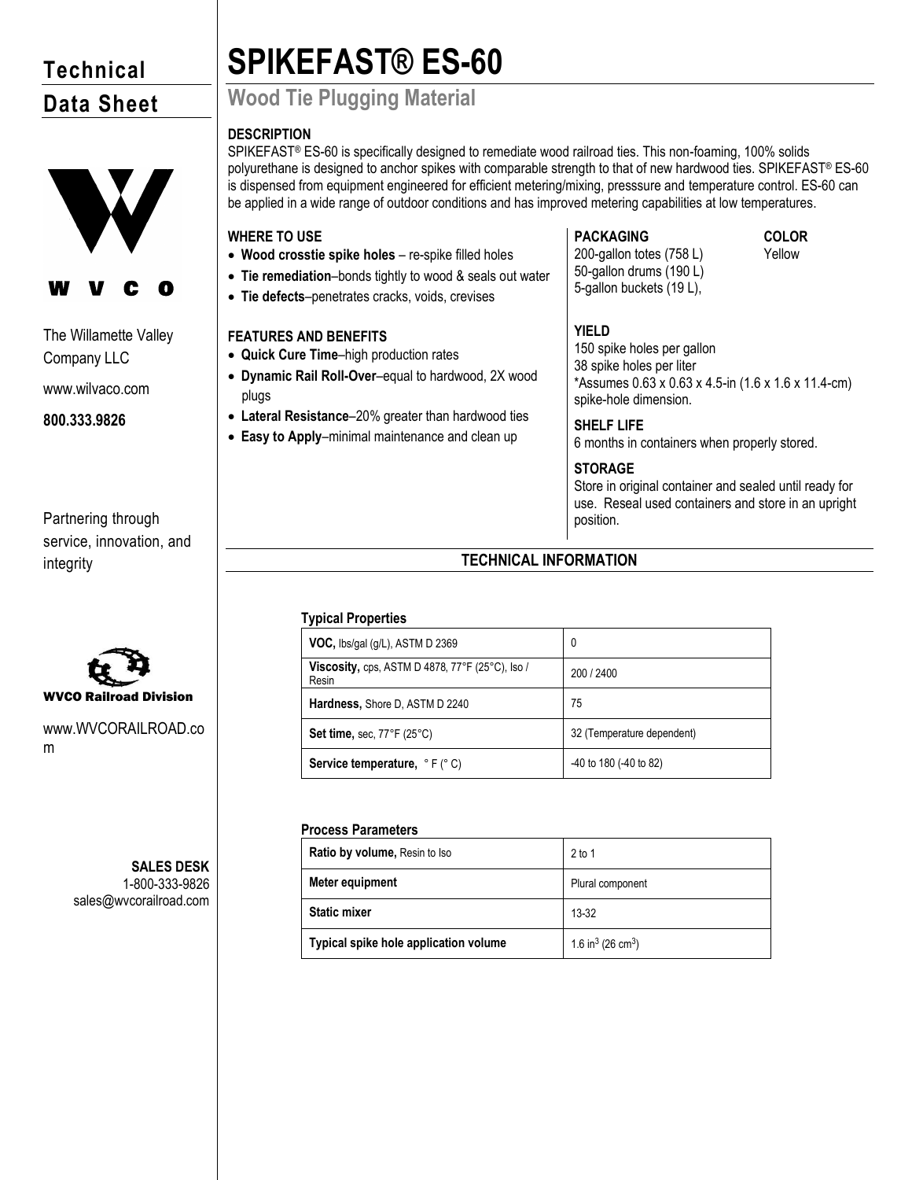Technical Data Sheet

The Willamette Valley Company LLC

www.wilvaco.com

**800.333.9826**

Partnering through service, innovation, and integrity

WVCO Railroad Division

www.WVCORAILROAD.com

**SALES DESK**
1-800-333-9826
sales@wvcorailroad.com

# SPIKEFAST® ES-60

## Wood Tie Plugging Material

### DESCRIPTION

SPIKEFAST® ES-60 is specifically designed to remediate wood railroad ties. This non-foaming, 100% solids polyurethane is designed to anchor spikes with comparable strength to that of new hardwood ties. SPIKEFAST® ES-60 is dispensed from equipment engineered for efficient metering/mixing, presssure and temperature control. ES-60 can be applied in a wide range of outdoor conditions and has improved metering capabilities at low temperatures.

### WHERE TO USE

- **Wood crosstie spike holes** – re-spike filled holes
- **Tie remediation**–bonds tightly to wood & seals out water
- **Tie defects**–penetrates cracks, voids, crevises

### FEATURES AND BENEFITS

- **Quick Cure Time**–high production rates
- **Dynamic Rail Roll-Over**–equal to hardwood, 2X wood plugs
- **Lateral Resistance**–20% greater than hardwood ties
- **Easy to Apply**–minimal maintenance and clean up

### PACKAGING

200-gallon totes (758 L)
50-gallon drums (190 L)
5-gallon buckets (19 L),

### COLOR

Yellow

### YIELD

150 spike holes per gallon
38 spike holes per liter
*Assumes 0.63 x 0.63 x 4.5-in (1.6 x 1.6 x 11.4-cm) spike-hole dimension.

### SHELF LIFE

6 months in containers when properly stored.

### STORAGE

Store in original container and sealed until ready for use. Reseal used containers and store in an upright position.

## TECHNICAL INFORMATION

**Typical Properties**

| Property | Value |
|---|---|
| **VOC,** lbs/gal (g/L), ASTM D 2369 | 0 |
| **Viscosity,** cps, ASTM D 4878, 77°F (25°C), Iso / Resin | 200 / 2400 |
| **Hardness,** Shore D, ASTM D 2240 | 75 |
| **Set time,** sec, 77°F (25°C) | 32 (Temperature dependent) |
| **Service temperature,** ° F (° C) | -40 to 180 (-40 to 82) |

**Process Parameters**

| Parameter | Value |
|---|---|
| **Ratio by volume,** Resin to Iso | 2 to 1 |
| **Meter equipment** | Plural component |
| **Static mixer** | 13-32 |
| **Typical spike hole application volume** | 1.6 $in^3$ (26 $cm^3$) |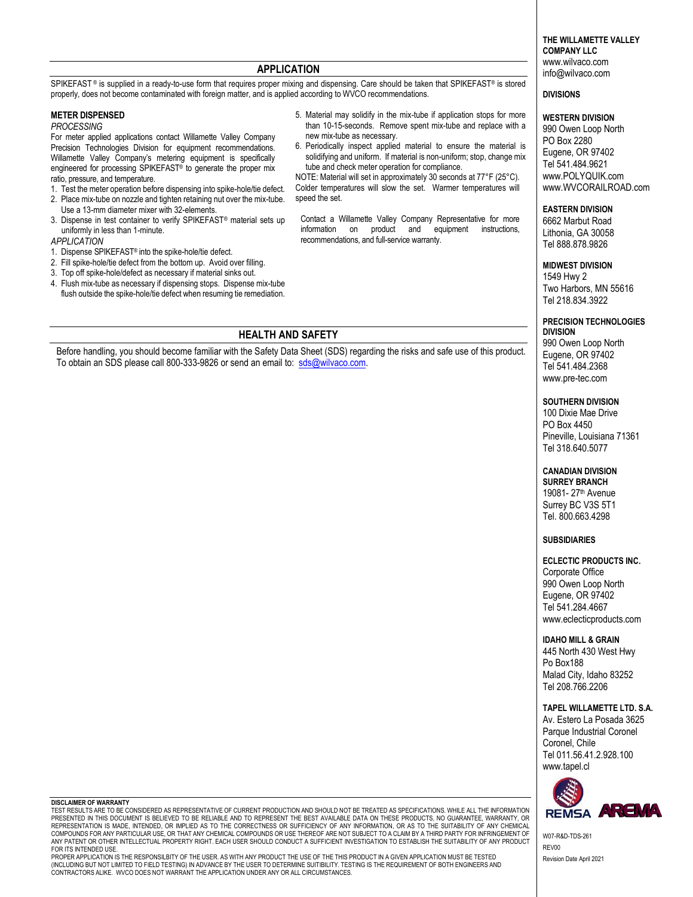## APPLICATION

SPIKEFAST® is supplied in a ready-to-use form that requires proper mixing and dispensing. Care should be taken that SPIKEFAST® is stored properly, does not become contaminated with foreign matter, and is applied according to WVCO recommendations.

**METER DISPENSED**

*PROCESSING*

For meter applied applications contact Willamette Valley Company Precision Technologies Division for equipment recommendations. Willamette Valley Company's metering equipment is specifically engineered for processing SPIKEFAST® to generate the proper mix ratio, pressure, and temperature.

1. Test the meter operation before dispensing into spike-hole/tie defect.
2. Place mix-tube on nozzle and tighten retaining nut over the mix-tube. Use a 13-mm diameter mixer with 32-elements.
3. Dispense in test container to verify SPIKEFAST® material sets up uniformly in less than 1-minute.

*APPLICATION*

1. Dispense SPIKEFAST® into the spike-hole/tie defect.
2. Fill spike-hole/tie defect from the bottom up. Avoid over filling.
3. Top off spike-hole/defect as necessary if material sinks out.
4. Flush mix-tube as necessary if dispensing stops. Dispense mix-tube flush outside the spike-hole/tie defect when resuming tie remediation.
5. Material may solidify in the mix-tube if application stops for more than 10-15-seconds. Remove spent mix-tube and replace with a new mix-tube as necessary.
6. Periodically inspect applied material to ensure the material is solidifying and uniform. If material is non-uniform; stop, change mix tube and check meter operation for compliance.

NOTE: Material will set in approximately 30 seconds at 77°F (25°C). Colder temperatures will slow the set. Warmer temperatures will speed the set.

Contact a Willamette Valley Company Representative for more information on product and equipment instructions, recommendations, and full-service warranty.

## HEALTH AND SAFETY

Before handling, you should become familiar with the Safety Data Sheet (SDS) regarding the risks and safe use of this product. To obtain an SDS please call 800-333-9826 or send an email to: sds@wilvaco.com.

**DISCLAIMER OF WARRANTY**

TEST RESULTS ARE TO BE CONSIDERED AS REPRESENTATIVE OF CURRENT PRODUCTION AND SHOULD NOT BE TREATED AS SPECIFICATIONS. WHILE ALL THE INFORMATION PRESENTED IN THIS DOCUMENT IS BELIEVED TO BE RELIABLE AND TO REPRESENT THE BEST AVAILABLE DATA ON THESE PRODUCTS, NO GUARANTEE, WARRANTY, OR REPRESENTATION IS MADE, INTENDED, OR IMPLIED AS TO THE CORRECTNESS OR SUFFICIENCY OF ANY INFORMATION, OR AS TO THE SUITABILITY OF ANY CHEMICAL COMPOUNDS FOR ANY PARTICULAR USE, OR THAT ANY CHEMICAL COMPOUNDS OR USE THEREOF ARE NOT SUBJECT TO A CLAIM BY A THIRD PARTY FOR INFRINGEMENT OF ANY PATENT OR OTHER INTELLECTUAL PROPERTY RIGHT. EACH USER SHOULD CONDUCT A SUFFICIENT INVESTIGATION TO ESTABLISH THE SUITABILITY OF ANY PRODUCT FOR ITS INTENDED USE.

PROPER APPLICATION IS THE RESPONSILBITY OF THE USER. AS WITH ANY PRODUCT THE USE OF THE THIS PRODUCT IN A GIVEN APPLICATION MUST BE TESTED (INCLUDING BUT NOT LIMITED TO FIELD TESTING) IN ADVANCE BY THE USER TO DETERMINE SUITIBILITY. TESTING IS THE REQUIREMENT OF BOTH ENGINEERS AND CONTRACTORS ALIKE. WVCO DOES NOT WARRANT THE APPLICATION UNDER ANY OR ALL CIRCUMSTANCES.

**THE WILLAMETTE VALLEY COMPANY LLC**
www.wilvaco.com
info@wilvaco.com

**DIVISIONS**

**WESTERN DIVISION**
990 Owen Loop North
PO Box 2280
Eugene, OR 97402
Tel 541.484.9621
www.POLYQUIK.com
www.WVCORAILROAD.com

**EASTERN DIVISION**
6662 Marbut Road
Lithonia, GA 30058
Tel 888.878.9826

**MIDWEST DIVISION**
1549 Hwy 2
Two Harbors, MN 55616
Tel 218.834.3922

**PRECISION TECHNOLOGIES DIVISION**
990 Owen Loop North
Eugene, OR 97402
Tel 541.484.2368
www.pre-tec.com

**SOUTHERN DIVISION**
100 Dixie Mae Drive
PO Box 4450
Pineville, Louisiana 71361
Tel 318.640.5077

**CANADIAN DIVISION**
**SURREY BRANCH**
19081- 27th Avenue
Surrey BC V3S 5T1
Tel. 800.663.4298

**SUBSIDIARIES**

**ECLECTIC PRODUCTS INC.**
Corporate Office
990 Owen Loop North
Eugene, OR 97402
Tel 541.284.4667
www.eclecticproducts.com

**IDAHO MILL & GRAIN**
445 North 430 West Hwy
Po Box188
Malad City, Idaho 83252
Tel 208.766.2206

**TAPEL WILLAMETTE LTD. S.A.**
Av. Estero La Posada 3625
Parque Industrial Coronel
Coronel, Chile
Tel 011.56.41.2.928.100
www.tapel.cl

REMSA AREMA

W07-R&D-TDS-261
REV00
Revision Date April 2021